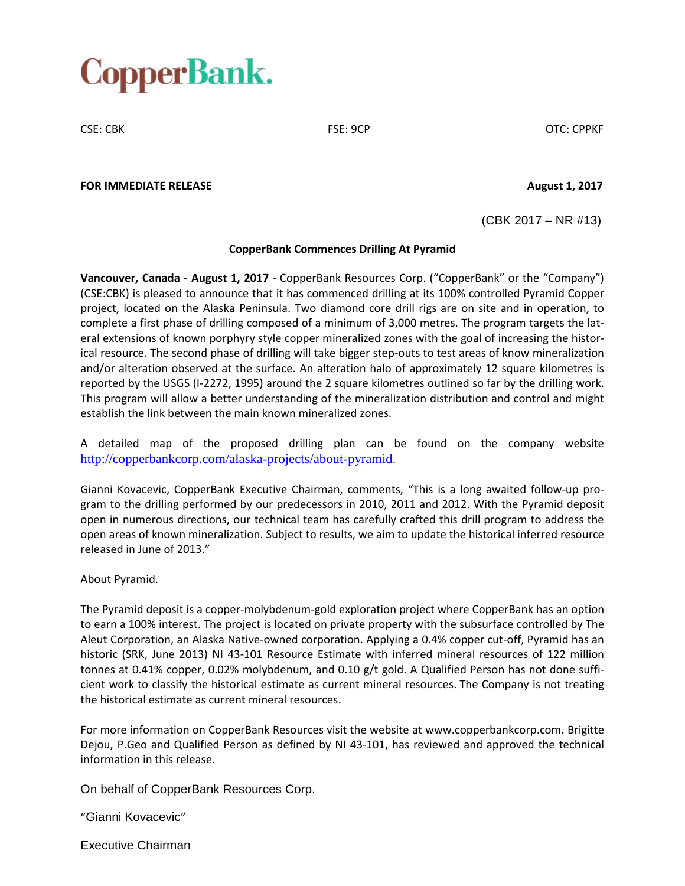# CopperBank.

CSE: CBK FSE: 9CP OTC: CPPKF

**FOR IMMEDIATE RELEASE** **August 1, 2017**

(CBK 2017 – NR #13)

**CopperBank Commences Drilling At Pyramid**

**Vancouver, Canada - August 1, 2017** - CopperBank Resources Corp. ("CopperBank" or the "Company") (CSE:CBK) is pleased to announce that it has commenced drilling at its 100% controlled Pyramid Copper project, located on the Alaska Peninsula. Two diamond core drill rigs are on site and in operation, to complete a first phase of drilling composed of a minimum of 3,000 metres. The program targets the lateral extensions of known porphyry style copper mineralized zones with the goal of increasing the historical resource. The second phase of drilling will take bigger step-outs to test areas of know mineralization and/or alteration observed at the surface. An alteration halo of approximately 12 square kilometres is reported by the USGS (I-2272, 1995) around the 2 square kilometres outlined so far by the drilling work. This program will allow a better understanding of the mineralization distribution and control and might establish the link between the main known mineralized zones.

A detailed map of the proposed drilling plan can be found on the company website http://copperbankcorp.com/alaska-projects/about-pyramid.

Gianni Kovacevic, CopperBank Executive Chairman, comments, "This is a long awaited follow-up program to the drilling performed by our predecessors in 2010, 2011 and 2012. With the Pyramid deposit open in numerous directions, our technical team has carefully crafted this drill program to address the open areas of known mineralization. Subject to results, we aim to update the historical inferred resource released in June of 2013."

About Pyramid.

The Pyramid deposit is a copper-molybdenum-gold exploration project where CopperBank has an option to earn a 100% interest. The project is located on private property with the subsurface controlled by The Aleut Corporation, an Alaska Native-owned corporation. Applying a 0.4% copper cut-off, Pyramid has an historic (SRK, June 2013) NI 43-101 Resource Estimate with inferred mineral resources of 122 million tonnes at 0.41% copper, 0.02% molybdenum, and 0.10 g/t gold. A Qualified Person has not done sufficient work to classify the historical estimate as current mineral resources. The Company is not treating the historical estimate as current mineral resources.

For more information on CopperBank Resources visit the website at www.copperbankcorp.com. Brigitte Dejou, P.Geo and Qualified Person as defined by NI 43-101, has reviewed and approved the technical information in this release.

On behalf of CopperBank Resources Corp.

"Gianni Kovacevic"

Executive Chairman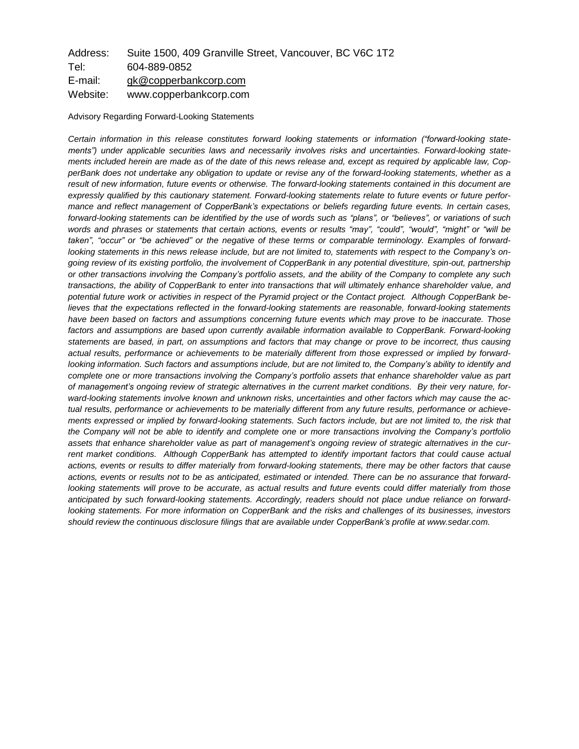Address: Suite 1500, 409 Granville Street, Vancouver, BC V6C 1T2
Tel: 604-889-0852
E-mail: gk@copperbankcorp.com
Website: www.copperbankcorp.com

Advisory Regarding Forward-Looking Statements

*Certain information in this release constitutes forward looking statements or information ("forward-looking statements") under applicable securities laws and necessarily involves risks and uncertainties. Forward-looking statements included herein are made as of the date of this news release and, except as required by applicable law, CopperBank does not undertake any obligation to update or revise any of the forward-looking statements, whether as a result of new information, future events or otherwise. The forward-looking statements contained in this document are expressly qualified by this cautionary statement. Forward-looking statements relate to future events or future performance and reflect management of CopperBank's expectations or beliefs regarding future events. In certain cases, forward-looking statements can be identified by the use of words such as "plans", or "believes", or variations of such words and phrases or statements that certain actions, events or results "may", "could", "would", "might" or "will be taken", "occur" or "be achieved" or the negative of these terms or comparable terminology. Examples of forward-looking statements in this news release include, but are not limited to, statements with respect to the Company's ongoing review of its existing portfolio, the involvement of CopperBank in any potential divestiture, spin-out, partnership or other transactions involving the Company's portfolio assets, and the ability of the Company to complete any such transactions, the ability of CopperBank to enter into transactions that will ultimately enhance shareholder value, and potential future work or activities in respect of the Pyramid project or the Contact project. Although CopperBank believes that the expectations reflected in the forward-looking statements are reasonable, forward-looking statements have been based on factors and assumptions concerning future events which may prove to be inaccurate. Those factors and assumptions are based upon currently available information available to CopperBank. Forward-looking statements are based, in part, on assumptions and factors that may change or prove to be incorrect, thus causing actual results, performance or achievements to be materially different from those expressed or implied by forward-looking information. Such factors and assumptions include, but are not limited to, the Company's ability to identify and complete one or more transactions involving the Company's portfolio assets that enhance shareholder value as part of management's ongoing review of strategic alternatives in the current market conditions. By their very nature, forward-looking statements involve known and unknown risks, uncertainties and other factors which may cause the actual results, performance or achievements to be materially different from any future results, performance or achievements expressed or implied by forward-looking statements. Such factors include, but are not limited to, the risk that the Company will not be able to identify and complete one or more transactions involving the Company's portfolio assets that enhance shareholder value as part of management's ongoing review of strategic alternatives in the current market conditions. Although CopperBank has attempted to identify important factors that could cause actual actions, events or results to differ materially from forward-looking statements, there may be other factors that cause actions, events or results not to be as anticipated, estimated or intended. There can be no assurance that forward-looking statements will prove to be accurate, as actual results and future events could differ materially from those anticipated by such forward-looking statements. Accordingly, readers should not place undue reliance on forward-looking statements. For more information on CopperBank and the risks and challenges of its businesses, investors should review the continuous disclosure filings that are available under CopperBank's profile at www.sedar.com.*